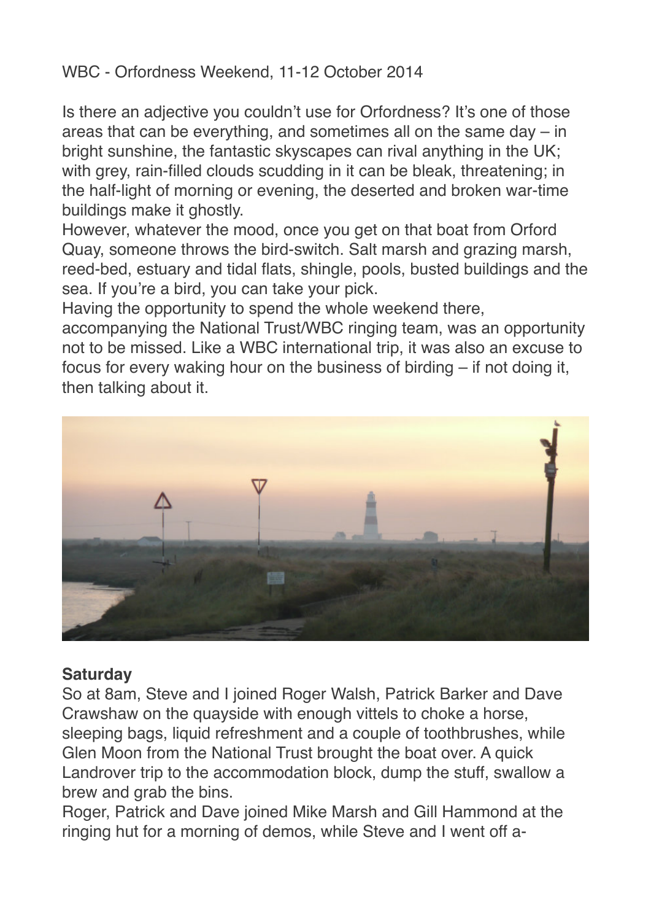WBC - Orfordness Weekend, 11-12 October 2014

Is there an adjective you couldn't use for Orfordness? It's one of those areas that can be everything, and sometimes all on the same day – in bright sunshine, the fantastic skyscapes can rival anything in the UK; with grey, rain-filled clouds scudding in it can be bleak, threatening; in the half-light of morning or evening, the deserted and broken war-time buildings make it ghostly.

However, whatever the mood, once you get on that boat from Orford Quay, someone throws the bird-switch. Salt marsh and grazing marsh, reed-bed, estuary and tidal flats, shingle, pools, busted buildings and the sea. If you're a bird, you can take your pick.

Having the opportunity to spend the whole weekend there, accompanying the National Trust/WBC ringing team, was an opportunity not to be missed. Like a WBC international trip, it was also an excuse to focus for every waking hour on the business of birding – if not doing it, then talking about it.

**Saturday**

So at 8am, Steve and I joined Roger Walsh, Patrick Barker and Dave Crawshaw on the quayside with enough vittels to choke a horse, sleeping bags, liquid refreshment and a couple of toothbrushes, while Glen Moon from the National Trust brought the boat over. A quick Landrover trip to the accommodation block, dump the stuff, swallow a brew and grab the bins.

Roger, Patrick and Dave joined Mike Marsh and Gill Hammond at the ringing hut for a morning of demos, while Steve and I went off a-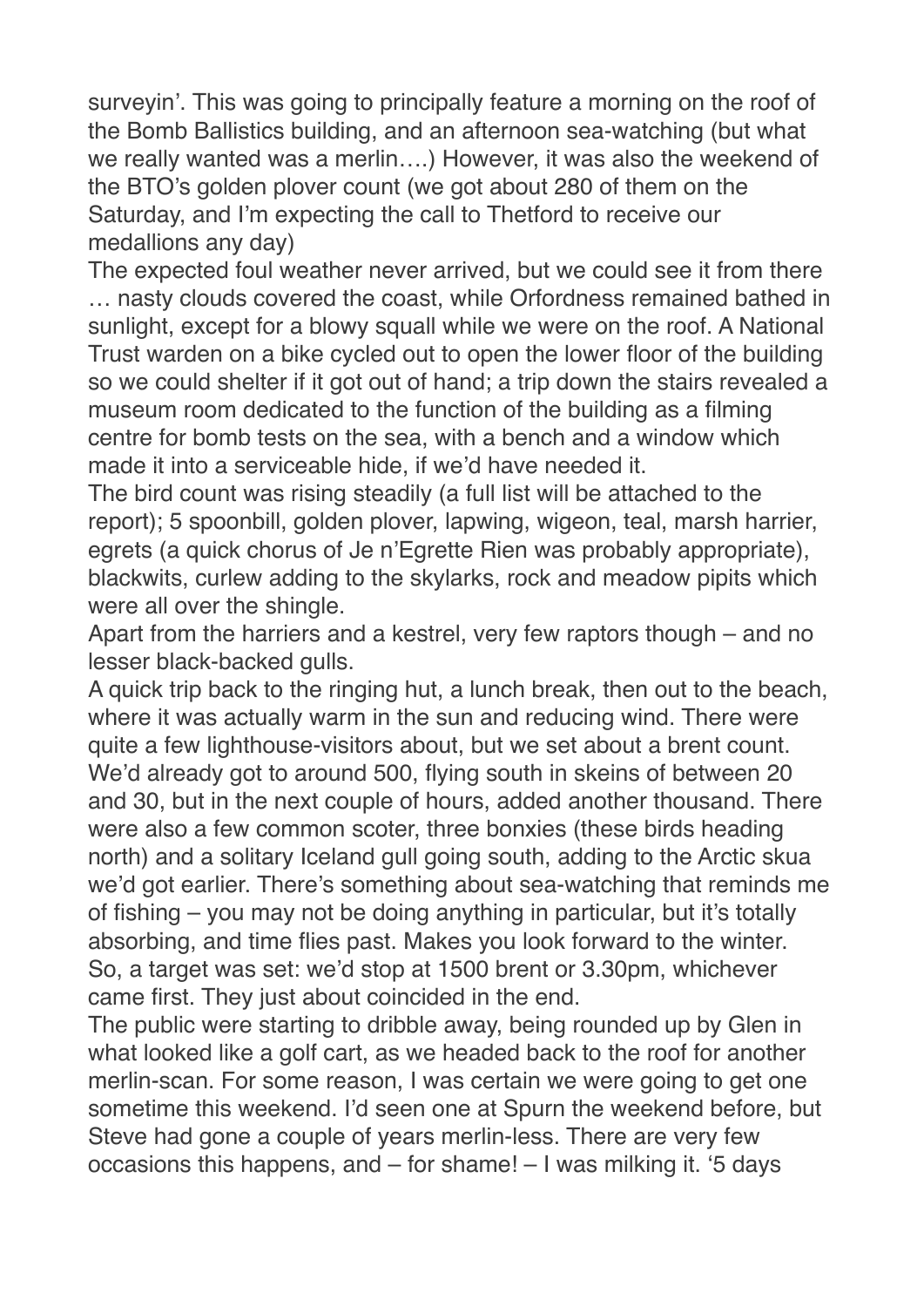surveyin'. This was going to principally feature a morning on the roof of the Bomb Ballistics building, and an afternoon sea-watching (but what we really wanted was a merlin….) However, it was also the weekend of the BTO's golden plover count (we got about 280 of them on the Saturday, and I'm expecting the call to Thetford to receive our medallions any day)

The expected foul weather never arrived, but we could see it from there … nasty clouds covered the coast, while Orfordness remained bathed in sunlight, except for a blowy squall while we were on the roof. A National Trust warden on a bike cycled out to open the lower floor of the building so we could shelter if it got out of hand; a trip down the stairs revealed a museum room dedicated to the function of the building as a filming centre for bomb tests on the sea, with a bench and a window which made it into a serviceable hide, if we'd have needed it.

The bird count was rising steadily (a full list will be attached to the report); 5 spoonbill, golden plover, lapwing, wigeon, teal, marsh harrier, egrets (a quick chorus of Je n'Egrette Rien was probably appropriate), blackwits, curlew adding to the skylarks, rock and meadow pipits which were all over the shingle.

Apart from the harriers and a kestrel, very few raptors though – and no lesser black-backed gulls.

A quick trip back to the ringing hut, a lunch break, then out to the beach, where it was actually warm in the sun and reducing wind. There were quite a few lighthouse-visitors about, but we set about a brent count. We'd already got to around 500, flying south in skeins of between 20 and 30, but in the next couple of hours, added another thousand. There were also a few common scoter, three bonxies (these birds heading north) and a solitary Iceland gull going south, adding to the Arctic skua we'd got earlier. There's something about sea-watching that reminds me of fishing – you may not be doing anything in particular, but it's totally absorbing, and time flies past. Makes you look forward to the winter.

So, a target was set: we'd stop at 1500 brent or 3.30pm, whichever came first. They just about coincided in the end.

The public were starting to dribble away, being rounded up by Glen in what looked like a golf cart, as we headed back to the roof for another merlin-scan. For some reason, I was certain we were going to get one sometime this weekend. I'd seen one at Spurn the weekend before, but Steve had gone a couple of years merlin-less. There are very few occasions this happens, and – for shame! – I was milking it. '5 days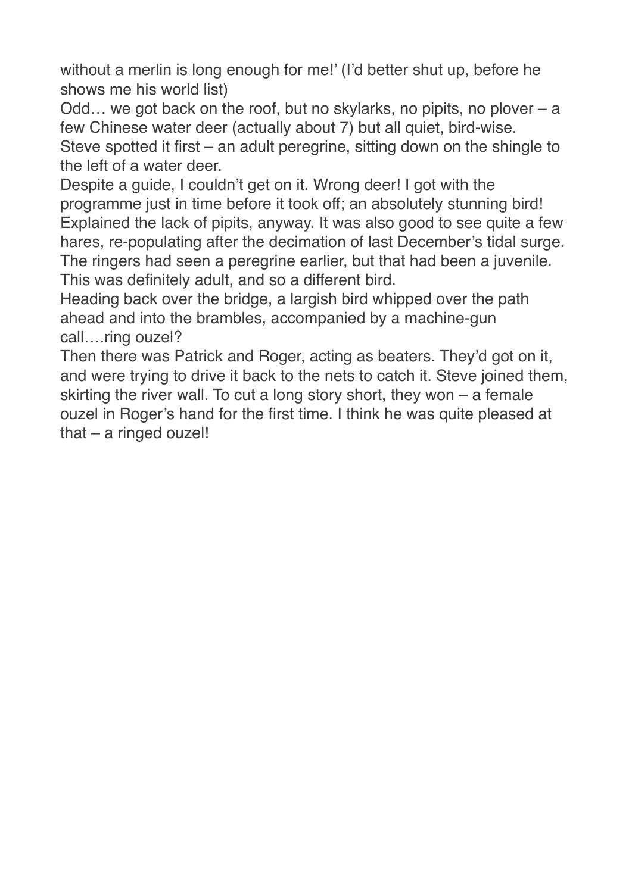without a merlin is long enough for me!' (I'd better shut up, before he shows me his world list)

Odd… we got back on the roof, but no skylarks, no pipits, no plover – a few Chinese water deer (actually about 7) but all quiet, bird-wise.

Steve spotted it first – an adult peregrine, sitting down on the shingle to the left of a water deer.

Despite a guide, I couldn't get on it. Wrong deer! I got with the programme just in time before it took off; an absolutely stunning bird! Explained the lack of pipits, anyway. It was also good to see quite a few hares, re-populating after the decimation of last December's tidal surge. The ringers had seen a peregrine earlier, but that had been a juvenile. This was definitely adult, and so a different bird.

Heading back over the bridge, a largish bird whipped over the path ahead and into the brambles, accompanied by a machine-gun call….ring ouzel?

Then there was Patrick and Roger, acting as beaters. They'd got on it, and were trying to drive it back to the nets to catch it. Steve joined them, skirting the river wall. To cut a long story short, they won – a female ouzel in Roger's hand for the first time. I think he was quite pleased at that – a ringed ouzel!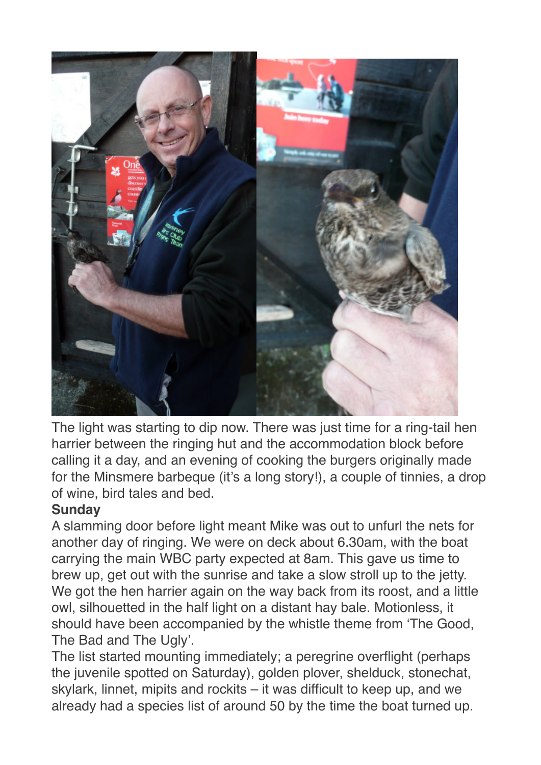The light was starting to dip now. There was just time for a ring-tail hen harrier between the ringing hut and the accommodation block before calling it a day, and an evening of cooking the burgers originally made for the Minsmere barbeque (it's a long story!), a couple of tinnies, a drop of wine, bird tales and bed.

**Sunday**

A slamming door before light meant Mike was out to unfurl the nets for another day of ringing. We were on deck about 6.30am, with the boat carrying the main WBC party expected at 8am. This gave us time to brew up, get out with the sunrise and take a slow stroll up to the jetty. We got the hen harrier again on the way back from its roost, and a little owl, silhouetted in the half light on a distant hay bale. Motionless, it should have been accompanied by the whistle theme from 'The Good, The Bad and The Ugly'.

The list started mounting immediately; a peregrine overflight (perhaps the juvenile spotted on Saturday), golden plover, shelduck, stonechat, skylark, linnet, mipits and rockits – it was difficult to keep up, and we already had a species list of around 50 by the time the boat turned up.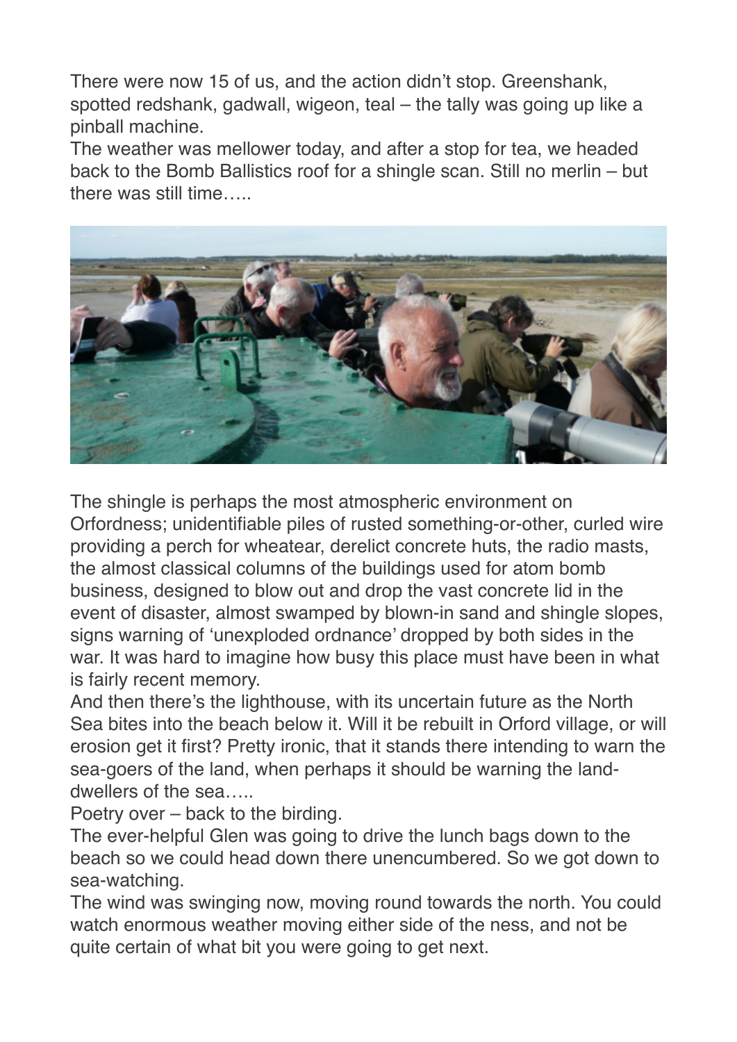There were now 15 of us, and the action didn't stop. Greenshank, spotted redshank, gadwall, wigeon, teal – the tally was going up like a pinball machine.

The weather was mellower today, and after a stop for tea, we headed back to the Bomb Ballistics roof for a shingle scan. Still no merlin – but there was still time…..

The shingle is perhaps the most atmospheric environment on Orfordness; unidentifiable piles of rusted something-or-other, curled wire providing a perch for wheatear, derelict concrete huts, the radio masts, the almost classical columns of the buildings used for atom bomb business, designed to blow out and drop the vast concrete lid in the event of disaster, almost swamped by blown-in sand and shingle slopes, signs warning of 'unexploded ordnance' dropped by both sides in the war. It was hard to imagine how busy this place must have been in what is fairly recent memory.

And then there's the lighthouse, with its uncertain future as the North Sea bites into the beach below it. Will it be rebuilt in Orford village, or will erosion get it first? Pretty ironic, that it stands there intending to warn the sea-goers of the land, when perhaps it should be warning the land-dwellers of the sea…..

Poetry over – back to the birding.

The ever-helpful Glen was going to drive the lunch bags down to the beach so we could head down there unencumbered. So we got down to sea-watching.

The wind was swinging now, moving round towards the north. You could watch enormous weather moving either side of the ness, and not be quite certain of what bit you were going to get next.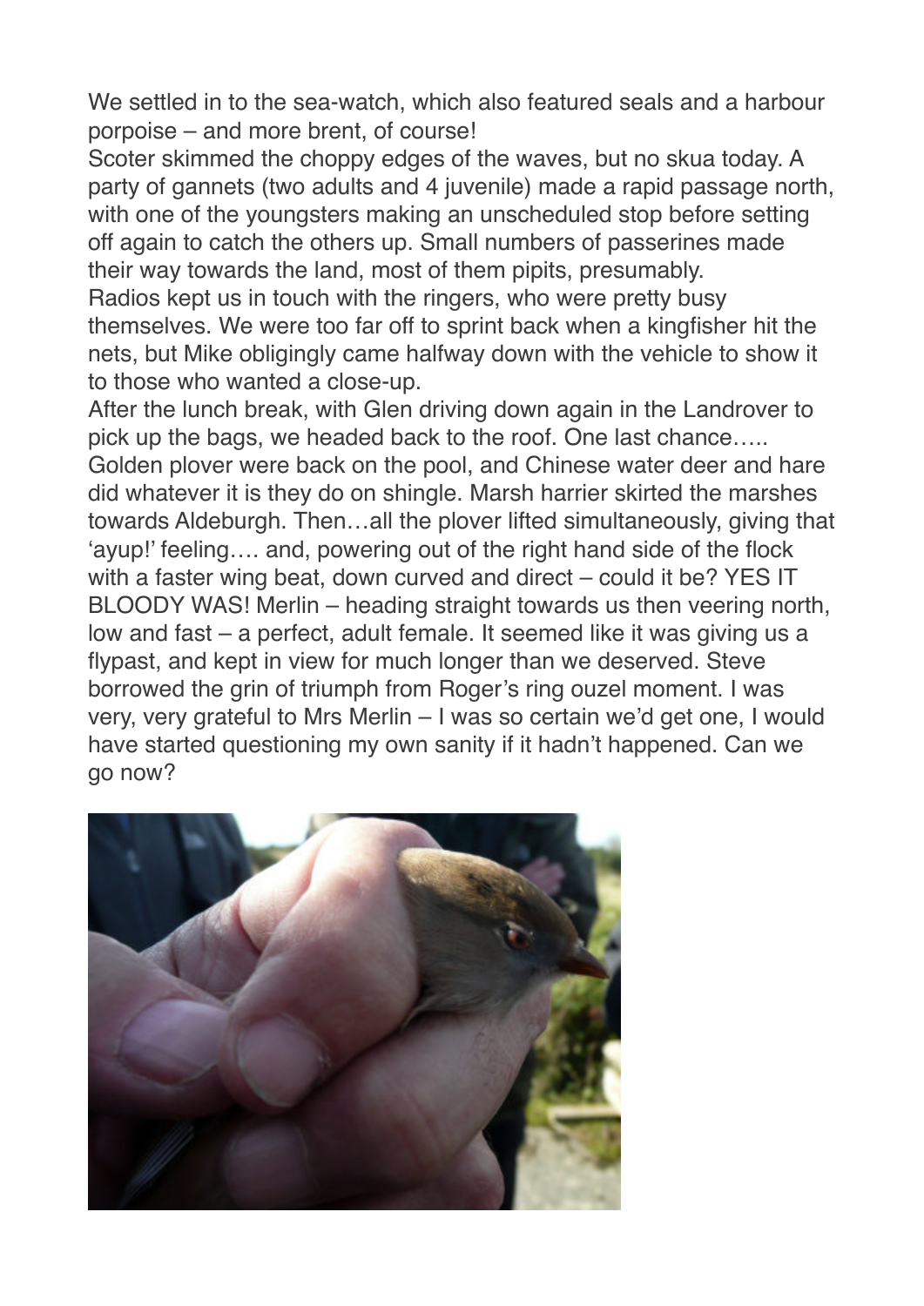We settled in to the sea-watch, which also featured seals and a harbour porpoise – and more brent, of course!

Scoter skimmed the choppy edges of the waves, but no skua today. A party of gannets (two adults and 4 juvenile) made a rapid passage north, with one of the youngsters making an unscheduled stop before setting off again to catch the others up. Small numbers of passerines made their way towards the land, most of them pipits, presumably.

Radios kept us in touch with the ringers, who were pretty busy themselves. We were too far off to sprint back when a kingfisher hit the nets, but Mike obligingly came halfway down with the vehicle to show it to those who wanted a close-up.

After the lunch break, with Glen driving down again in the Landrover to pick up the bags, we headed back to the roof. One last chance…..

Golden plover were back on the pool, and Chinese water deer and hare did whatever it is they do on shingle. Marsh harrier skirted the marshes towards Aldeburgh. Then…all the plover lifted simultaneously, giving that 'ayup!' feeling…. and, powering out of the right hand side of the flock with a faster wing beat, down curved and direct – could it be? YES IT BLOODY WAS! Merlin – heading straight towards us then veering north, low and fast – a perfect, adult female. It seemed like it was giving us a flypast, and kept in view for much longer than we deserved. Steve borrowed the grin of triumph from Roger's ring ouzel moment. I was very, very grateful to Mrs Merlin – I was so certain we'd get one, I would have started questioning my own sanity if it hadn't happened. Can we go now?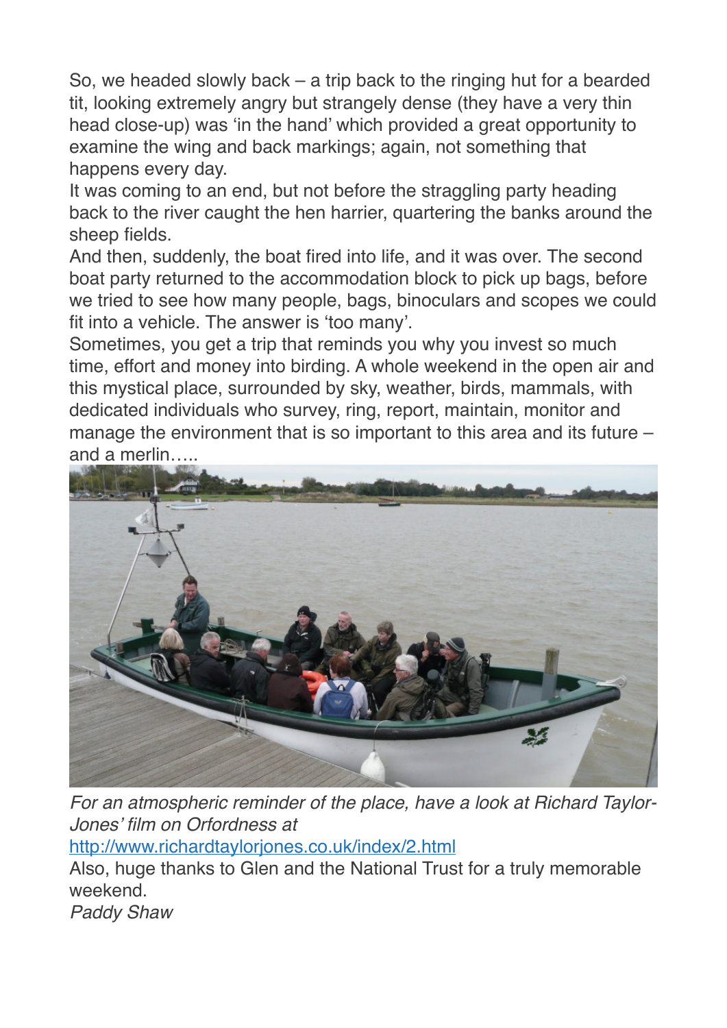So, we headed slowly back – a trip back to the ringing hut for a bearded tit, looking extremely angry but strangely dense (they have a very thin head close-up) was 'in the hand' which provided a great opportunity to examine the wing and back markings; again, not something that happens every day.

It was coming to an end, but not before the straggling party heading back to the river caught the hen harrier, quartering the banks around the sheep fields.

And then, suddenly, the boat fired into life, and it was over. The second boat party returned to the accommodation block to pick up bags, before we tried to see how many people, bags, binoculars and scopes we could fit into a vehicle. The answer is 'too many'.

Sometimes, you get a trip that reminds you why you invest so much time, effort and money into birding. A whole weekend in the open air and this mystical place, surrounded by sky, weather, birds, mammals, with dedicated individuals who survey, ring, report, maintain, monitor and manage the environment that is so important to this area and its future – and a merlin…..

*For an atmospheric reminder of the place, have a look at Richard Taylor-Jones' film on Orfordness at* [http://www.richardtaylorjones.co.uk/index/2.html](http://www.richardtaylorjones.co.uk/index/2.html)

Also, huge thanks to Glen and the National Trust for a truly memorable weekend.

*Paddy Shaw*